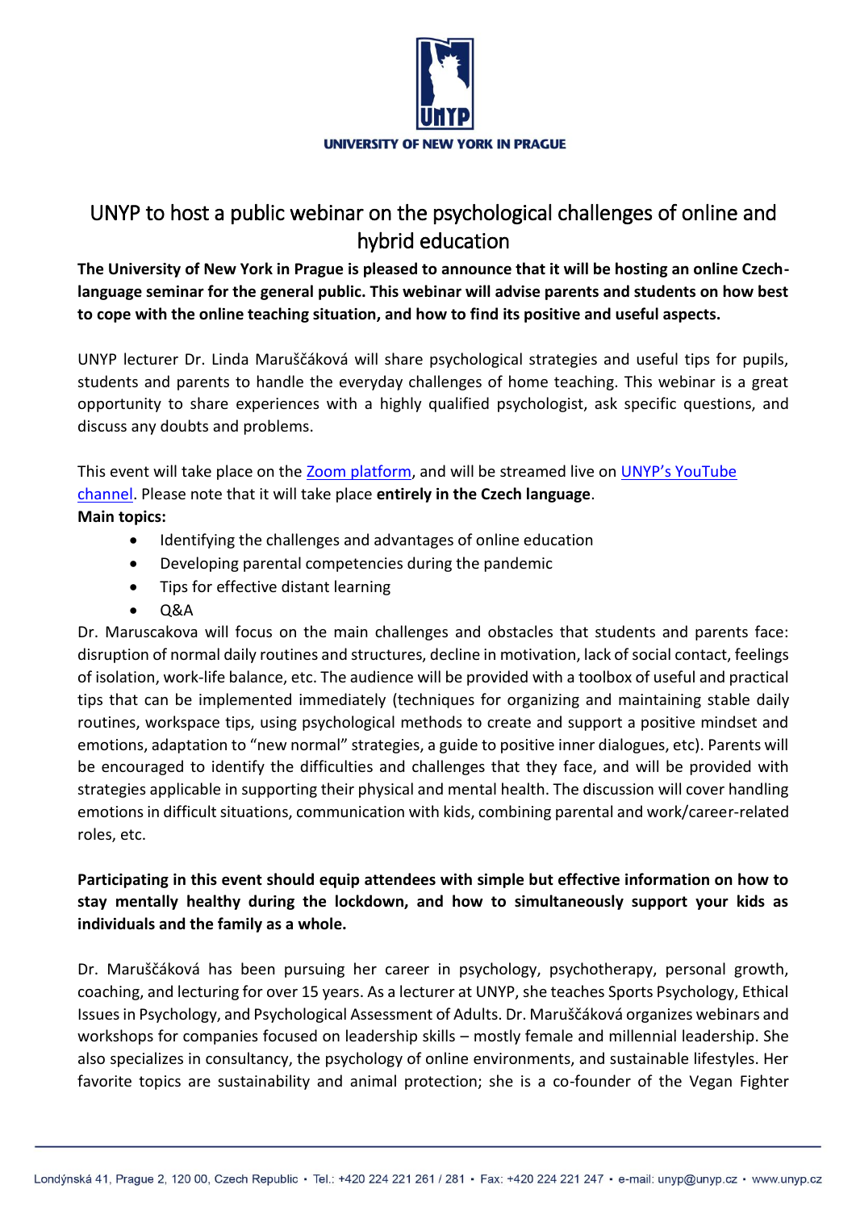UNIVERSITY OF NEW YORK IN PRAGUE

# UNYP to host a public webinar on the psychological challenges of online and hybrid education

**The University of New York in Prague is pleased to announce that it will be hosting an online Czech-language seminar for the general public. This webinar will advise parents and students on how best to cope with the online teaching situation, and how to find its positive and useful aspects.**

UNYP lecturer Dr. Linda Maruščáková will share psychological strategies and useful tips for pupils, students and parents to handle the everyday challenges of home teaching. This webinar is a great opportunity to share experiences with a highly qualified psychologist, ask specific questions, and discuss any doubts and problems.

This event will take place on the Zoom platform, and will be streamed live on UNYP's YouTube channel. Please note that it will take place **entirely in the Czech language**.

**Main topics:**

- Identifying the challenges and advantages of online education
- Developing parental competencies during the pandemic
- Tips for effective distant learning
- Q&A

Dr. Maruscakova will focus on the main challenges and obstacles that students and parents face: disruption of normal daily routines and structures, decline in motivation, lack of social contact, feelings of isolation, work-life balance, etc. The audience will be provided with a toolbox of useful and practical tips that can be implemented immediately (techniques for organizing and maintaining stable daily routines, workspace tips, using psychological methods to create and support a positive mindset and emotions, adaptation to "new normal" strategies, a guide to positive inner dialogues, etc). Parents will be encouraged to identify the difficulties and challenges that they face, and will be provided with strategies applicable in supporting their physical and mental health. The discussion will cover handling emotions in difficult situations, communication with kids, combining parental and work/career-related roles, etc.

**Participating in this event should equip attendees with simple but effective information on how to stay mentally healthy during the lockdown, and how to simultaneously support your kids as individuals and the family as a whole.**

Dr. Maruščáková has been pursuing her career in psychology, psychotherapy, personal growth, coaching, and lecturing for over 15 years. As a lecturer at UNYP, she teaches Sports Psychology, Ethical Issues in Psychology, and Psychological Assessment of Adults. Dr. Maruščáková organizes webinars and workshops for companies focused on leadership skills – mostly female and millennial leadership. She also specializes in consultancy, the psychology of online environments, and sustainable lifestyles. Her favorite topics are sustainability and animal protection; she is a co-founder of the Vegan Fighter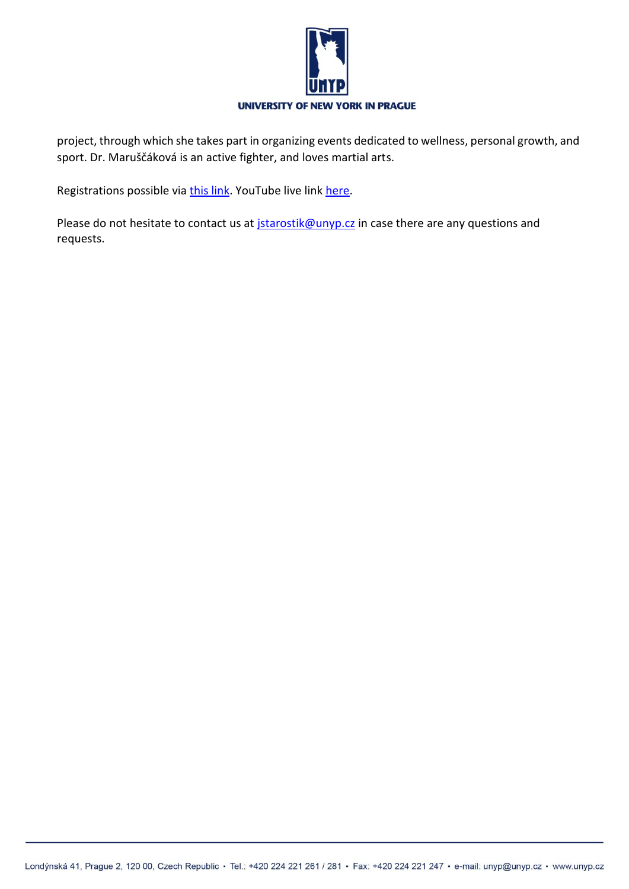project, through which she takes part in organizing events dedicated to wellness, personal growth, and sport. Dr. Maruščáková is an active fighter, and loves martial arts.

Registrations possible via this link. YouTube live link here.

Please do not hesitate to contact us at jstarostik@unyp.cz in case there are any questions and requests.